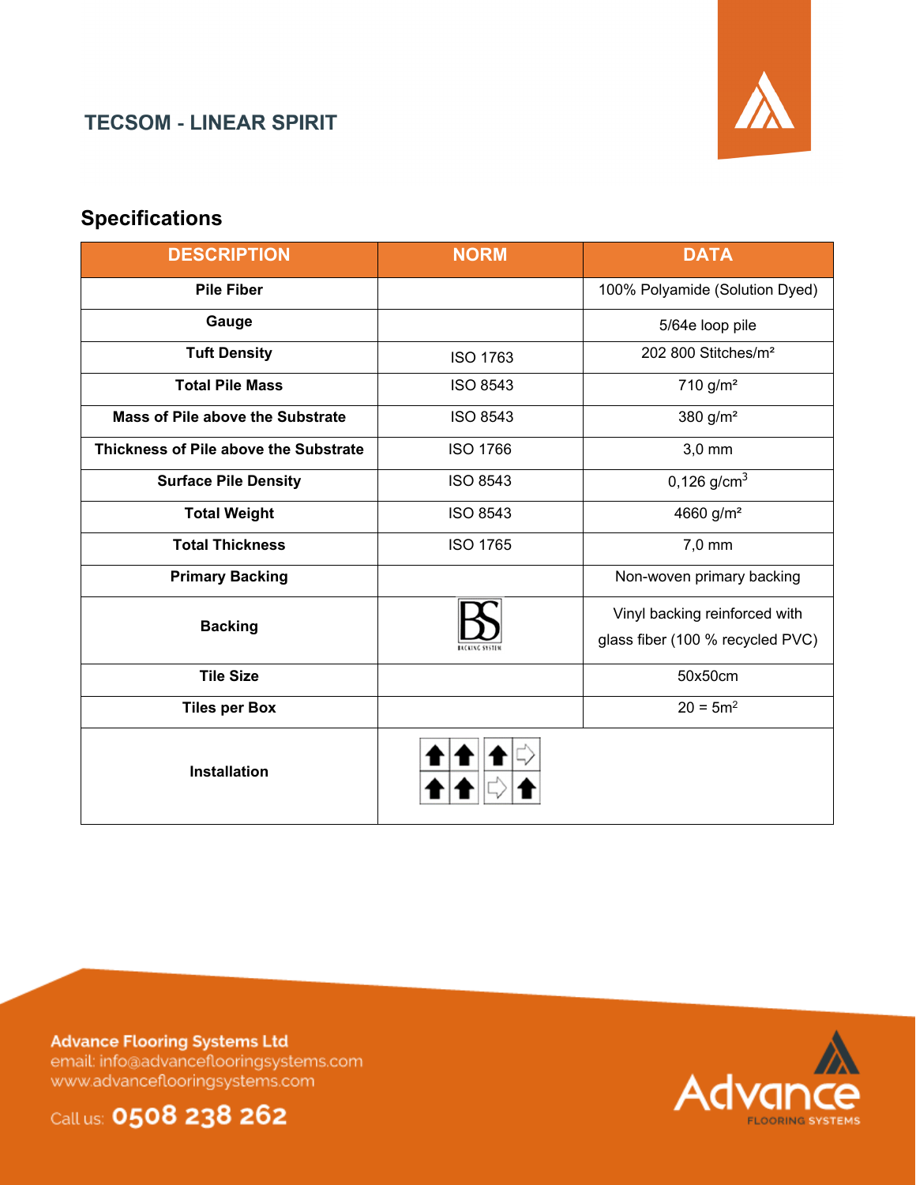## TECSOM - LINEAR SPIRIT

## Specifications

| DESCRIPTION | NORM | DATA |
|---|---|---|
| **Pile Fiber** | | 100% Polyamide (Solution Dyed) |
| **Gauge** | | 5/64e loop pile |
| **Tuft Density** | ISO 1763 | 202 800 Stitches/m² |
| **Total Pile Mass** | ISO 8543 | 710 g/m² |
| **Mass of Pile above the Substrate** | ISO 8543 | 380 g/m² |
| **Thickness of Pile above the Substrate** | ISO 1766 | 3,0 mm |
| **Surface Pile Density** | ISO 8543 | 0,126 g/cm$^3$ |
| **Total Weight** | ISO 8543 | 4660 g/m² |
| **Total Thickness** | ISO 1765 | 7,0 mm |
| **Primary Backing** | | Non-woven primary backing |
| **Backing** | BS BACKING SYSTEM | Vinyl backing reinforced with glass fiber (100 % recycled PVC) |
| **Tile Size** | | 50x50cm |
| **Tiles per Box** | | 20 = 5m$^2$ |
| **Installation** | | |

**Advance Flooring Systems Ltd**
email: info@advanceflooringsystems.com
www.advanceflooringsystems.com

Call us: **0508 238 262**

Advance FLOORING SYSTEMS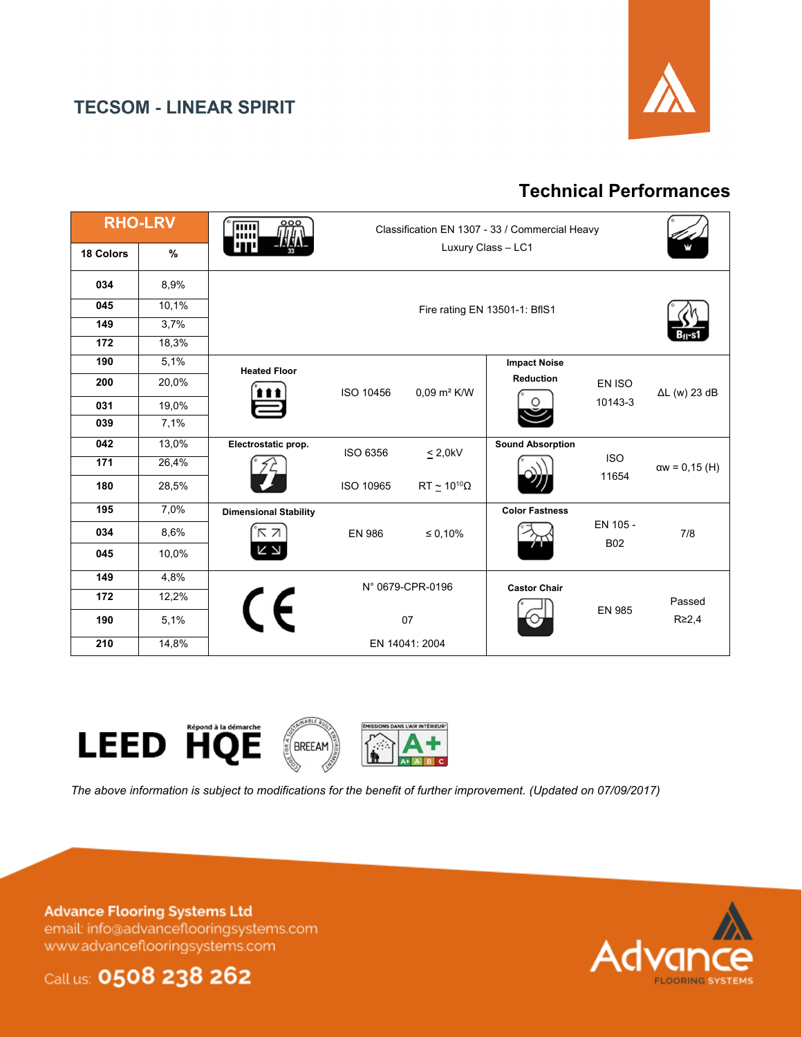## TECSOM - LINEAR SPIRIT

## Technical Performances

| RHO-LRV | |
|---|---|
| **18 Colors** | **%** |
| **034** | 8,9% |
| **045** | 10,1% |
| **149** | 3,7% |
| **172** | 18,3% |
| **190** | 5,1% |
| **200** | 20,0% |
| **031** | 19,0% |
| **039** | 7,1% |
| **042** | 13,0% |
| **171** | 26,4% |
| **180** | 28,5% |
| **195** | 7,0% |
| **034** | 8,6% |
| **045** | 10,0% |
| **149** | 4,8% |
| **172** | 12,2% |
| **190** | 5,1% |
| **210** | 14,8% |

Classification EN 1307 - 33 / Commercial Heavy
Luxury Class – LC1

Fire rating EN 13501-1: BflS1

| Property | Standard | Value |
|---|---|---|
| **Heated Floor** | ISO 10456 | 0,09 m² K/W |
| **Impact Noise Reduction** | EN ISO 10143-3 | ΔL (w) 23 dB |
| **Electrostatic prop.** | ISO 6356 | ≤ 2,0kV |
| | ISO 10965 | RT ~ $10^{10}$Ω |
| **Sound Absorption** | ISO 11654 | αw = 0,15 (H) |
| **Dimensional Stability** | EN 986 | ≤ 0,10% |
| **Color Fastness** | EN 105 - B02 | 7/8 |
| **Castor Chair** | EN 985 | Passed R≥2,4 |

CE
N° 0679-CPR-0196
07
EN 14041: 2004

LEED — Répond à la démarche HQE — BREEAM — Émissions dans l'air intérieur A+

*The above information is subject to modifications for the benefit of further improvement. (Updated on 07/09/2017)*

**Advance Flooring Systems Ltd**
email: info@advanceflooringsystems.com
www.advanceflooringsystems.com

Call us: **0508 238 262**